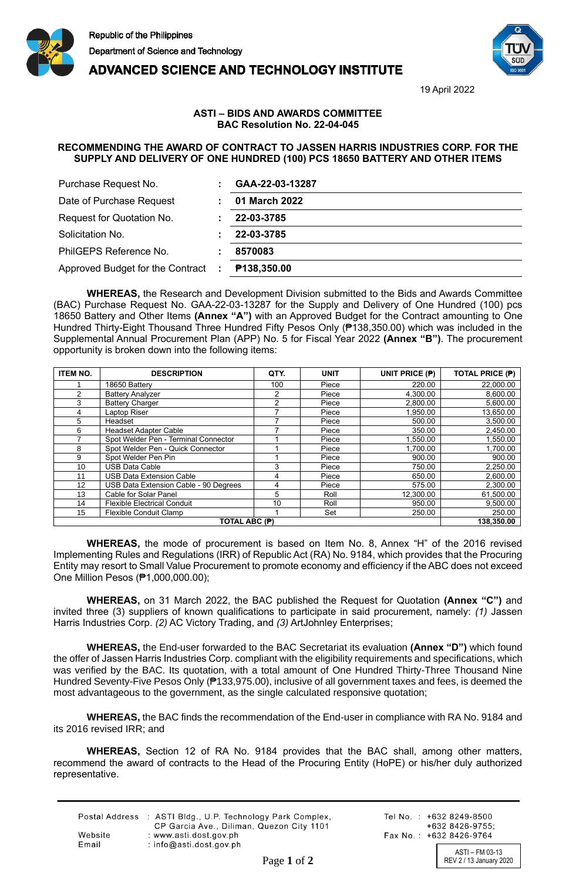Republic of the Philippines
Department of Science and Technology
**ADVANCED SCIENCE AND TECHNOLOGY INSTITUTE**

19 April 2022

**ASTI – BIDS AND AWARDS COMMITTEE**
**BAC Resolution No. 22-04-045**

**RECOMMENDING THE AWARD OF CONTRACT TO JASSEN HARRIS INDUSTRIES CORP. FOR THE SUPPLY AND DELIVERY OF ONE HUNDRED (100) PCS 18650 BATTERY AND OTHER ITEMS**

| | | |
|---|---|---|
| Purchase Request No. | : | **GAA-22-03-13287** |
| Date of Purchase Request | : | **01 March 2022** |
| Request for Quotation No. | : | **22-03-3785** |
| Solicitation No. | : | **22-03-3785** |
| PhilGEPS Reference No. | : | **8570083** |
| Approved Budget for the Contract | : | **₱138,350.00** |

**WHEREAS,** the Research and Development Division submitted to the Bids and Awards Committee (BAC) Purchase Request No. GAA-22-03-13287 for the Supply and Delivery of One Hundred (100) pcs 18650 Battery and Other Items **(Annex "A")** with an Approved Budget for the Contract amounting to One Hundred Thirty-Eight Thousand Three Hundred Fifty Pesos Only (₱138,350.00) which was included in the Supplemental Annual Procurement Plan (APP) No. 5 for Fiscal Year 2022 **(Annex "B")**. The procurement opportunity is broken down into the following items:

| ITEM NO. | DESCRIPTION | QTY. | UNIT | UNIT PRICE (₱) | TOTAL PRICE (₱) |
|---|---|---|---|---|---|
| 1 | 18650 Battery | 100 | Piece | 220.00 | 22,000.00 |
| 2 | Battery Analyzer | 2 | Piece | 4,300.00 | 8,600.00 |
| 3 | Battery Charger | 2 | Piece | 2,800.00 | 5,600.00 |
| 4 | Laptop Riser | 7 | Piece | 1,950.00 | 13,650.00 |
| 5 | Headset | 7 | Piece | 500.00 | 3,500.00 |
| 6 | Headset Adapter Cable | 7 | Piece | 350.00 | 2,450.00 |
| 7 | Spot Welder Pen - Terminal Connector | 1 | Piece | 1,550.00 | 1,550.00 |
| 8 | Spot Welder Pen - Quick Connector | 1 | Piece | 1,700.00 | 1,700.00 |
| 9 | Spot Welder Pen Pin | 1 | Piece | 900.00 | 900.00 |
| 10 | USB Data Cable | 3 | Piece | 750.00 | 2,250.00 |
| 11 | USB Data Extension Cable | 4 | Piece | 650.00 | 2,600.00 |
| 12 | USB Data Extension Cable - 90 Degrees | 4 | Piece | 575.00 | 2,300.00 |
| 13 | Cable for Solar Panel | 5 | Roll | 12,300.00 | 61,500.00 |
| 14 | Flexible Electrical Conduit | 10 | Roll | 950.00 | 9,500.00 |
| 15 | Flexible Conduit Clamp | 1 | Set | 250.00 | 250.00 |
| **TOTAL ABC (₱)** | | | | | **138,350.00** |

**WHEREAS,** the mode of procurement is based on Item No. 8, Annex "H" of the 2016 revised Implementing Rules and Regulations (IRR) of Republic Act (RA) No. 9184, which provides that the Procuring Entity may resort to Small Value Procurement to promote economy and efficiency if the ABC does not exceed One Million Pesos (₱1,000,000.00);

**WHEREAS,** on 31 March 2022, the BAC published the Request for Quotation **(Annex "C")** and invited three (3) suppliers of known qualifications to participate in said procurement, namely: *(1)* Jassen Harris Industries Corp. *(2)* AC Victory Trading, and *(3)* ArtJohnley Enterprises;

**WHEREAS,** the End-user forwarded to the BAC Secretariat its evaluation **(Annex "D")** which found the offer of Jassen Harris Industries Corp. compliant with the eligibility requirements and specifications, which was verified by the BAC. Its quotation, with a total amount of One Hundred Thirty-Three Thousand Nine Hundred Seventy-Five Pesos Only (₱133,975.00), inclusive of all government taxes and fees, is deemed the most advantageous to the government, as the single calculated responsive quotation;

**WHEREAS,** the BAC finds the recommendation of the End-user in compliance with RA No. 9184 and its 2016 revised IRR; and

**WHEREAS,** Section 12 of RA No. 9184 provides that the BAC shall, among other matters, recommend the award of contracts to the Head of the Procuring Entity (HoPE) or his/her duly authorized representative.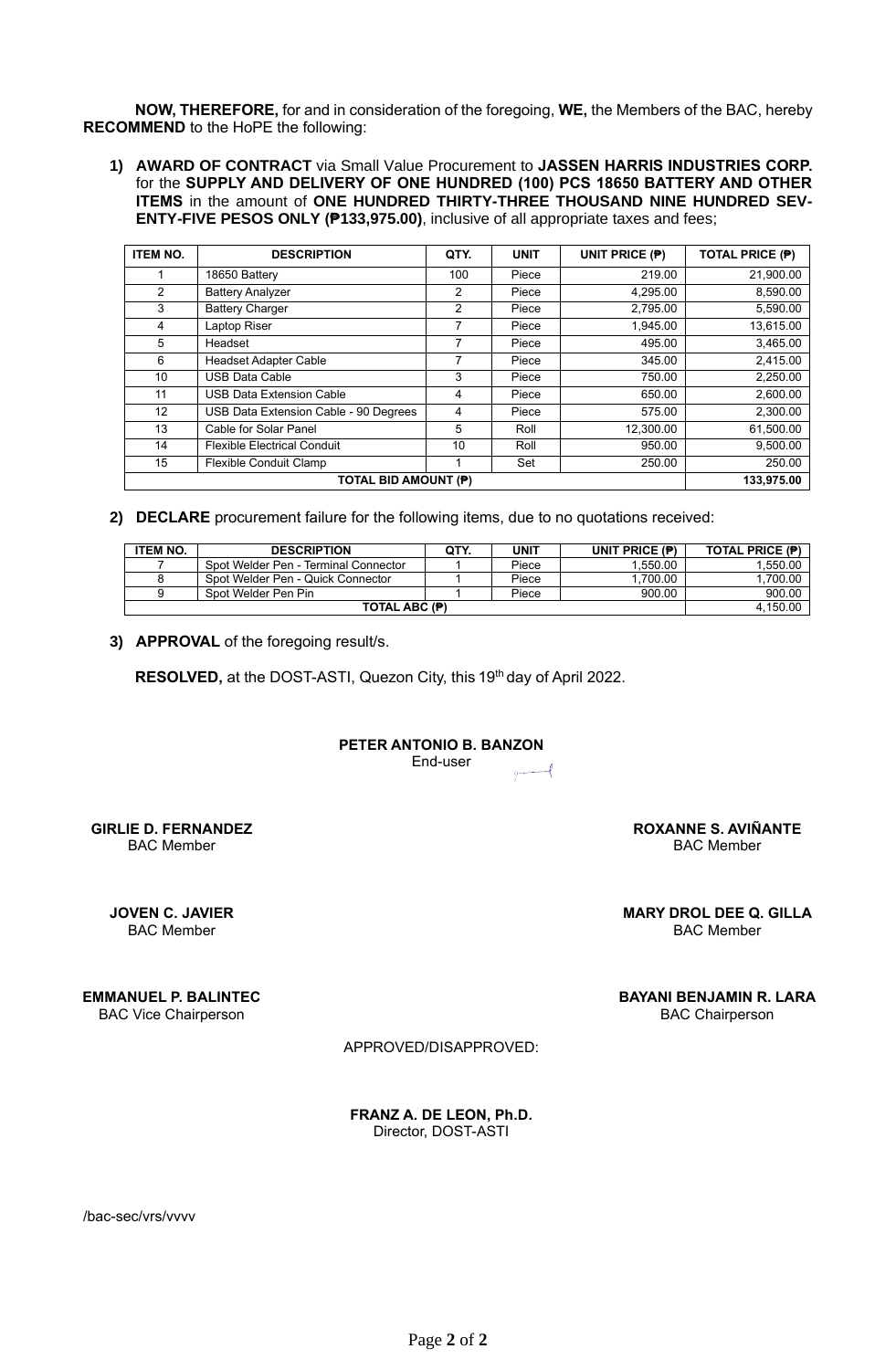**NOW, THEREFORE,** for and in consideration of the foregoing, **WE,** the Members of the BAC, hereby **RECOMMEND** to the HoPE the following:

1) **AWARD OF CONTRACT** via Small Value Procurement to **JASSEN HARRIS INDUSTRIES CORP.** for the **SUPPLY AND DELIVERY OF ONE HUNDRED (100) PCS 18650 BATTERY AND OTHER ITEMS** in the amount of **ONE HUNDRED THIRTY-THREE THOUSAND NINE HUNDRED SEVENTY-FIVE PESOS ONLY (₱133,975.00)**, inclusive of all appropriate taxes and fees;

| ITEM NO. | DESCRIPTION | QTY. | UNIT | UNIT PRICE (₱) | TOTAL PRICE (₱) |
|---|---|---|---|---|---|
| 1 | 18650 Battery | 100 | Piece | 219.00 | 21,900.00 |
| 2 | Battery Analyzer | 2 | Piece | 4,295.00 | 8,590.00 |
| 3 | Battery Charger | 2 | Piece | 2,795.00 | 5,590.00 |
| 4 | Laptop Riser | 7 | Piece | 1,945.00 | 13,615.00 |
| 5 | Headset | 7 | Piece | 495.00 | 3,465.00 |
| 6 | Headset Adapter Cable | 7 | Piece | 345.00 | 2,415.00 |
| 10 | USB Data Cable | 3 | Piece | 750.00 | 2,250.00 |
| 11 | USB Data Extension Cable | 4 | Piece | 650.00 | 2,600.00 |
| 12 | USB Data Extension Cable - 90 Degrees | 4 | Piece | 575.00 | 2,300.00 |
| 13 | Cable for Solar Panel | 5 | Roll | 12,300.00 | 61,500.00 |
| 14 | Flexible Electrical Conduit | 10 | Roll | 950.00 | 9,500.00 |
| 15 | Flexible Conduit Clamp | 1 | Set | 250.00 | 250.00 |
| **TOTAL BID AMOUNT (₱)** | | | | | **133,975.00** |

2) **DECLARE** procurement failure for the following items, due to no quotations received:

| ITEM NO. | DESCRIPTION | QTY. | UNIT | UNIT PRICE (₱) | TOTAL PRICE (₱) |
|---|---|---|---|---|---|
| 7 | Spot Welder Pen - Terminal Connector | 1 | Piece | 1,550.00 | 1,550.00 |
| 8 | Spot Welder Pen - Quick Connector | 1 | Piece | 1,700.00 | 1,700.00 |
| 9 | Spot Welder Pen Pin | 1 | Piece | 900.00 | 900.00 |
| **TOTAL ABC (₱)** | | | | | 4,150.00 |

3) **APPROVAL** of the foregoing result/s.

**RESOLVED,** at the DOST-ASTI, Quezon City, this 19th day of April 2022.

**PETER ANTONIO B. BANZON**
End-user

**GIRLIE D. FERNANDEZ**
BAC Member

**ROXANNE S. AVIÑANTE**
BAC Member

**JOVEN C. JAVIER**
BAC Member

**MARY DROL DEE Q. GILLA**
BAC Member

**EMMANUEL P. BALINTEC**
BAC Vice Chairperson

**BAYANI BENJAMIN R. LARA**
BAC Chairperson

APPROVED/DISAPPROVED:

**FRANZ A. DE LEON, Ph.D.**
Director, DOST-ASTI

/bac-sec/vrs/vvvv